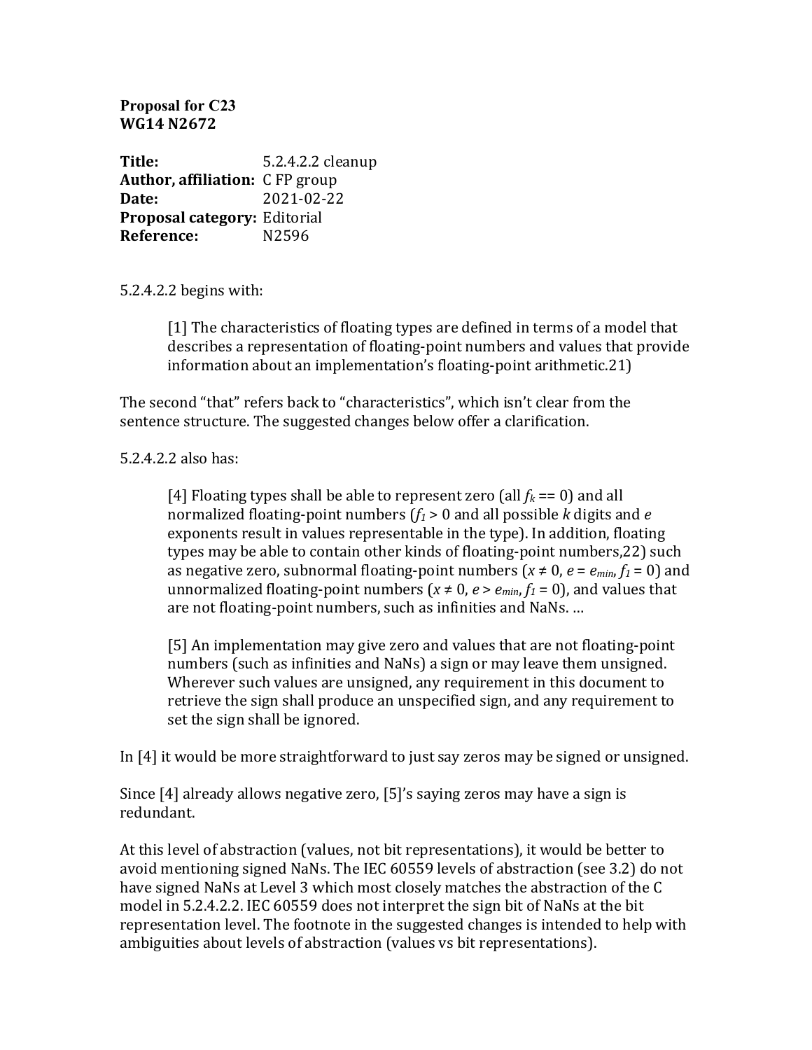**Proposal for C23**
**WG14 N2672**

**Title:** 5.2.4.2.2 cleanup
**Author, affiliation:** C FP group
**Date:** 2021-02-22
**Proposal category:** Editorial
**Reference:** N2596

5.2.4.2.2 begins with:

> [1] The characteristics of floating types are defined in terms of a model that describes a representation of floating-point numbers and values that provide information about an implementation's floating-point arithmetic.21)

The second "that" refers back to "characteristics", which isn't clear from the sentence structure. The suggested changes below offer a clarification.

5.2.4.2.2 also has:

> [4] Floating types shall be able to represent zero (all $f_k$ == 0) and all normalized floating-point numbers ($f_1 > 0$ and all possible $k$ digits and $e$ exponents result in values representable in the type). In addition, floating types may be able to contain other kinds of floating-point numbers,22) such as negative zero, subnormal floating-point numbers ($x \neq 0$, $e = e_{min}$, $f_1 = 0$) and unnormalized floating-point numbers ($x \neq 0$, $e > e_{min}$, $f_1 = 0$), and values that are not floating-point numbers, such as infinities and NaNs. ...
>
> [5] An implementation may give zero and values that are not floating-point numbers (such as infinities and NaNs) a sign or may leave them unsigned. Wherever such values are unsigned, any requirement in this document to retrieve the sign shall produce an unspecified sign, and any requirement to set the sign shall be ignored.

In [4] it would be more straightforward to just say zeros may be signed or unsigned.

Since [4] already allows negative zero, [5]'s saying zeros may have a sign is redundant.

At this level of abstraction (values, not bit representations), it would be better to avoid mentioning signed NaNs. The IEC 60559 levels of abstraction (see 3.2) do not have signed NaNs at Level 3 which most closely matches the abstraction of the C model in 5.2.4.2.2. IEC 60559 does not interpret the sign bit of NaNs at the bit representation level. The footnote in the suggested changes is intended to help with ambiguities about levels of abstraction (values vs bit representations).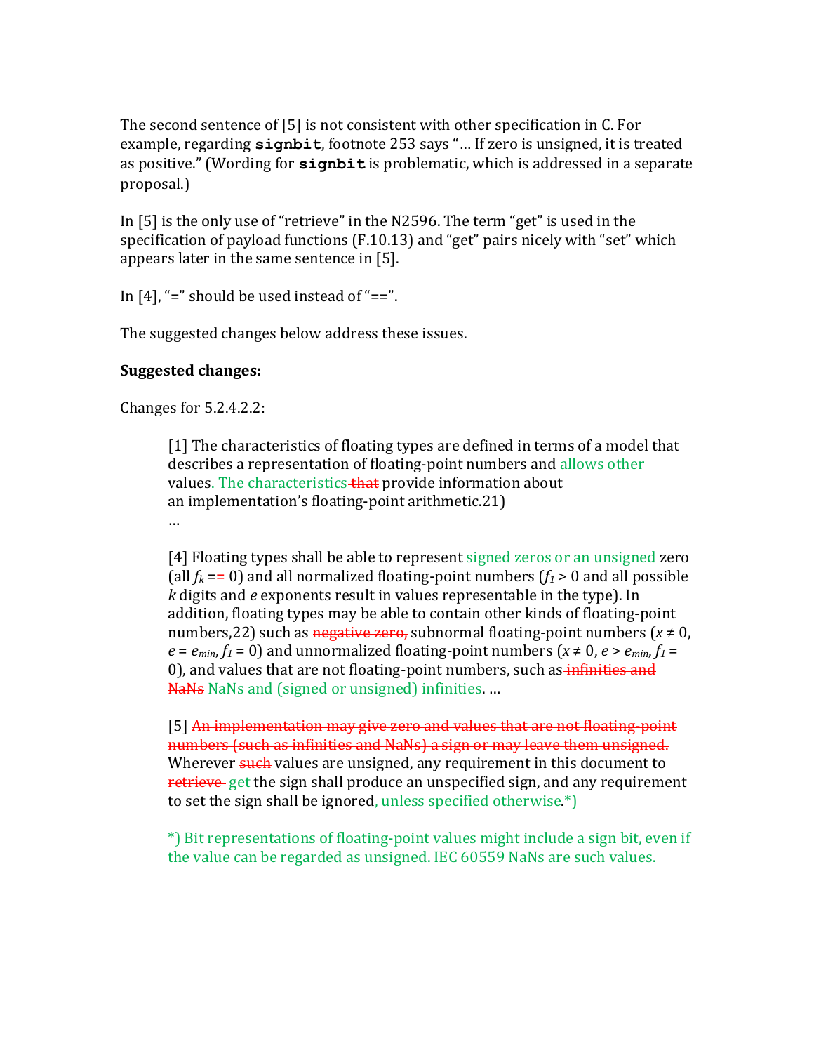The second sentence of [5] is not consistent with other specification in C. For example, regarding **signbit**, footnote 253 says "… If zero is unsigned, it is treated as positive." (Wording for **signbit** is problematic, which is addressed in a separate proposal.)

In [5] is the only use of "retrieve" in the N2596. The term "get" is used in the specification of payload functions (F.10.13) and "get" pairs nicely with "set" which appears later in the same sentence in [5].

In [4], "=" should be used instead of "==".

The suggested changes below address these issues.

**Suggested changes:**

Changes for 5.2.4.2.2:

> [1] The characteristics of floating types are defined in terms of a model that describes a representation of floating-point numbers and allows other values. The characteristics ~~that~~ provide information about an implementation's floating-point arithmetic.21)
>
> …
>
> [4] Floating types shall be able to represent signed zeros or an unsigned zero (all $f_k$ =~~=~~ 0) and all normalized floating-point numbers ($f_1 > 0$ and all possible $k$ digits and $e$ exponents result in values representable in the type). In addition, floating types may be able to contain other kinds of floating-point numbers,22) such as ~~negative zero,~~ subnormal floating-point numbers ($x \neq 0$, $e = e_{min}$, $f_1 = 0$) and unnormalized floating-point numbers ($x \neq 0$, $e > e_{min}$, $f_1 = 0$), and values that are not floating-point numbers, such as ~~infinities and NaNs~~ NaNs and (signed or unsigned) infinities. …
>
> [5] ~~An implementation may give zero and values that are not floating-point numbers (such as infinities and NaNs) a sign or may leave them unsigned.~~ Wherever ~~such~~ values are unsigned, any requirement in this document to ~~retrieve~~ get the sign shall produce an unspecified sign, and any requirement to set the sign shall be ignored, unless specified otherwise.*)
>
> *) Bit representations of floating-point values might include a sign bit, even if the value can be regarded as unsigned. IEC 60559 NaNs are such values.